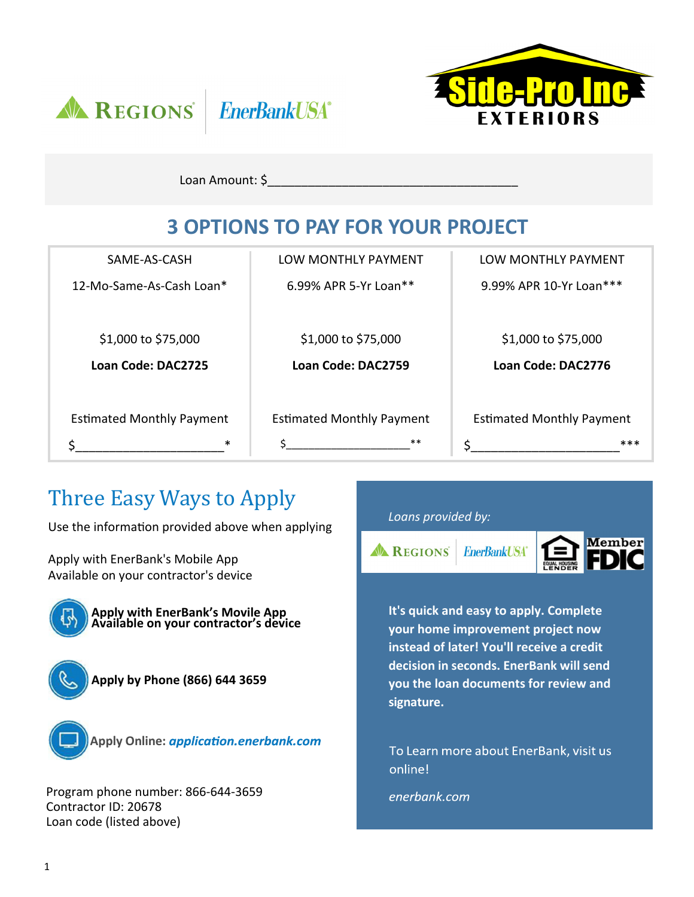Loan Amount: $_____________________________________

## 3 OPTIONS TO PAY FOR YOUR PROJECT

| SAME-AS-CASH | LOW MONTHLY PAYMENT | LOW MONTHLY PAYMENT |
|---|---|---|
| 12-Mo-Same-As-Cash Loan* | 6.99% APR 5-Yr Loan** | 9.99% APR 10-Yr Loan*** |
| $1,000 to $75,000 | $1,000 to $75,000 | $1,000 to $75,000 |
| **Loan Code: DAC2725** | **Loan Code: DAC2759** | **Loan Code: DAC2776** |
| Estimated Monthly Payment | Estimated Monthly Payment | Estimated Monthly Payment |
| $______________________* | $__________________** | $______________________*** |

## Three Easy Ways to Apply

Use the information provided above when applying

Apply with EnerBank's Mobile App
Available on your contractor's device

**Apply with EnerBank's Movile App**
**Available on your contractor's device**

**Apply by Phone (866) 644 3659**

**Apply Online:** ***application.enerbank.com***

Program phone number: 866-644-3659
Contractor ID: 20678
Loan code (listed above)

*Loans provided by:*

**It's quick and easy to apply. Complete your home improvement project now instead of later! You'll receive a credit decision in seconds. EnerBank will send you the loan documents for review and signature.**

To Learn more about EnerBank, visit us online!

*enerbank.com*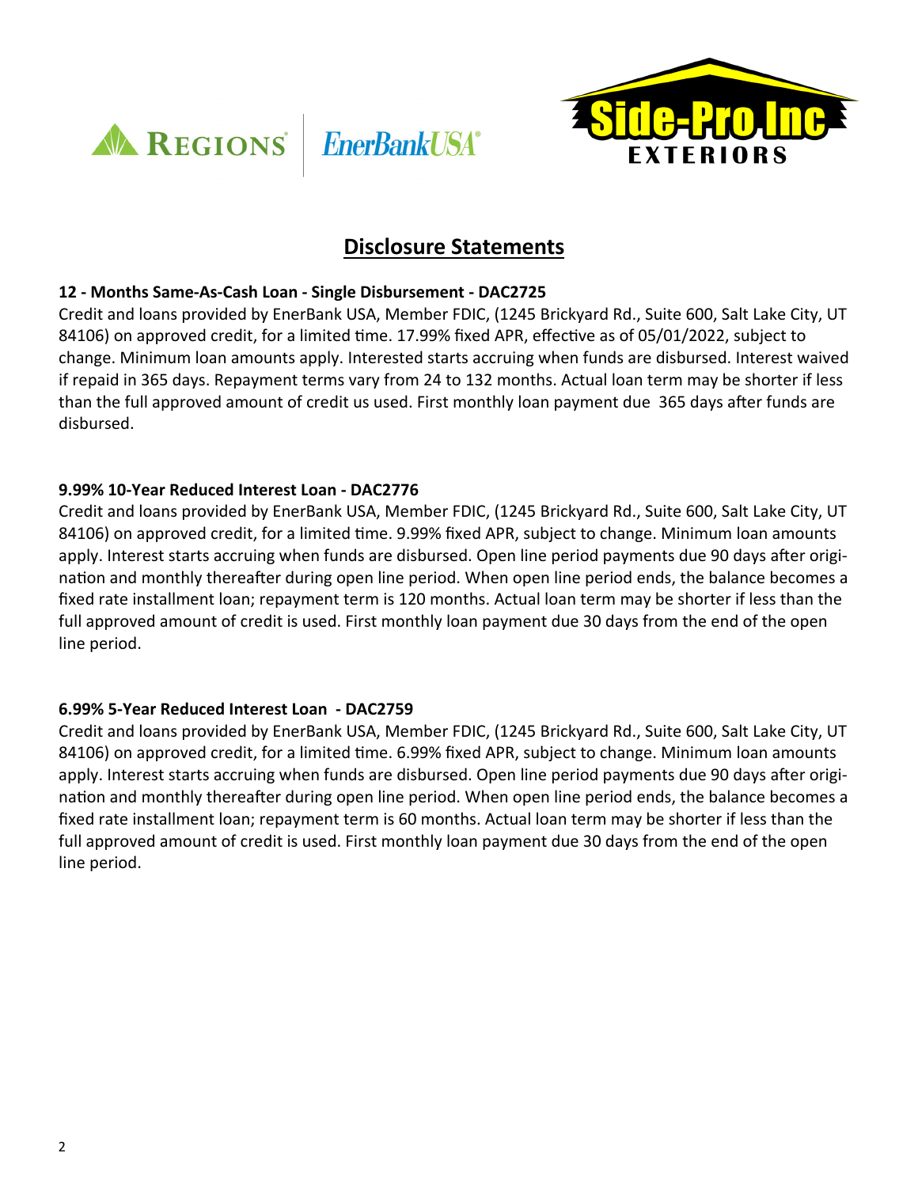## Disclosure Statements

**12 - Months Same-As-Cash Loan - Single Disbursement - DAC2725**

Credit and loans provided by EnerBank USA, Member FDIC, (1245 Brickyard Rd., Suite 600, Salt Lake City, UT 84106) on approved credit, for a limited time. 17.99% fixed APR, effective as of 05/01/2022, subject to change. Minimum loan amounts apply. Interested starts accruing when funds are disbursed. Interest waived if repaid in 365 days. Repayment terms vary from 24 to 132 months. Actual loan term may be shorter if less than the full approved amount of credit us used. First monthly loan payment due 365 days after funds are disbursed.

**9.99% 10-Year Reduced Interest Loan - DAC2776**

Credit and loans provided by EnerBank USA, Member FDIC, (1245 Brickyard Rd., Suite 600, Salt Lake City, UT 84106) on approved credit, for a limited time. 9.99% fixed APR, subject to change. Minimum loan amounts apply. Interest starts accruing when funds are disbursed. Open line period payments due 90 days after origination and monthly thereafter during open line period. When open line period ends, the balance becomes a fixed rate installment loan; repayment term is 120 months. Actual loan term may be shorter if less than the full approved amount of credit is used. First monthly loan payment due 30 days from the end of the open line period.

**6.99% 5-Year Reduced Interest Loan - DAC2759**

Credit and loans provided by EnerBank USA, Member FDIC, (1245 Brickyard Rd., Suite 600, Salt Lake City, UT 84106) on approved credit, for a limited time. 6.99% fixed APR, subject to change. Minimum loan amounts apply. Interest starts accruing when funds are disbursed. Open line period payments due 90 days after origination and monthly thereafter during open line period. When open line period ends, the balance becomes a fixed rate installment loan; repayment term is 60 months. Actual loan term may be shorter if less than the full approved amount of credit is used. First monthly loan payment due 30 days from the end of the open line period.